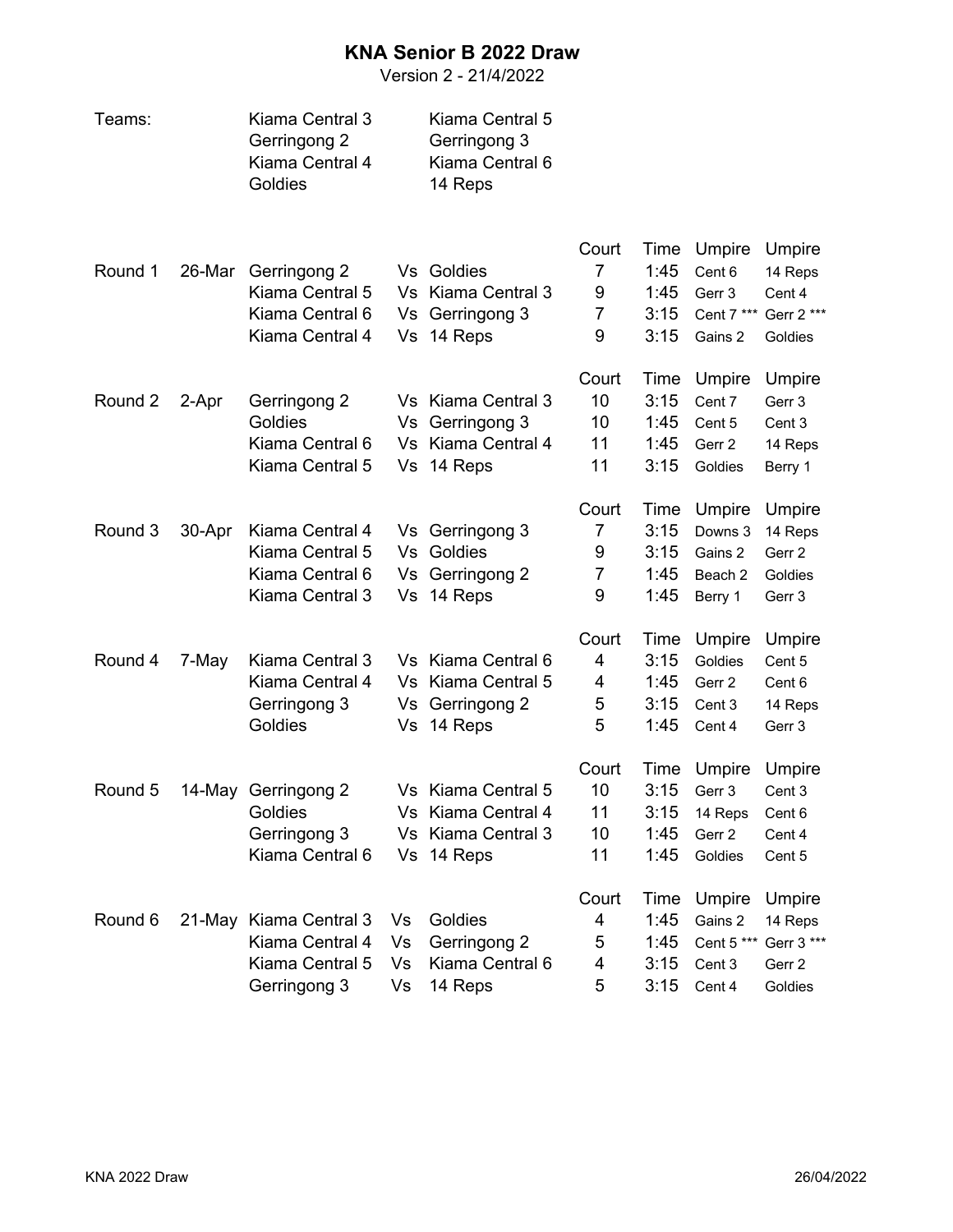# KNA Senior B 2022 Draw

Version 2 - 21/4/2022

Teams:

| | |
|---|---|
| Kiama Central 3 | Kiama Central 5 |
| Gerringong 2 | Gerringong 3 |
| Kiama Central 4 | Kiama Central 6 |
| Goldies | 14 Reps |

| Round | Date | Team | | Team | Court | Time | Umpire | Umpire |
|---|---|---|---|---|---|---|---|---|
| Round 1 | 26-Mar | Gerringong 2 | Vs | Goldies | 7 | 1:45 | Cent 6 | 14 Reps |
| | | Kiama Central 5 | Vs | Kiama Central 3 | 9 | 1:45 | Gerr 3 | Cent 4 |
| | | Kiama Central 6 | Vs | Gerringong 3 | 7 | 3:15 | Cent 7 *** | Gerr 2 *** |
| | | Kiama Central 4 | Vs | 14 Reps | 9 | 3:15 | Gains 2 | Goldies |
| Round 2 | 2-Apr | Gerringong 2 | Vs | Kiama Central 3 | 10 | 3:15 | Cent 7 | Gerr 3 |
| | | Goldies | Vs | Gerringong 3 | 10 | 1:45 | Cent 5 | Cent 3 |
| | | Kiama Central 6 | Vs | Kiama Central 4 | 11 | 1:45 | Gerr 2 | 14 Reps |
| | | Kiama Central 5 | Vs | 14 Reps | 11 | 3:15 | Goldies | Berry 1 |
| Round 3 | 30-Apr | Kiama Central 4 | Vs | Gerringong 3 | 7 | 3:15 | Downs 3 | 14 Reps |
| | | Kiama Central 5 | Vs | Goldies | 9 | 3:15 | Gains 2 | Gerr 2 |
| | | Kiama Central 6 | Vs | Gerringong 2 | 7 | 1:45 | Beach 2 | Goldies |
| | | Kiama Central 3 | Vs | 14 Reps | 9 | 1:45 | Berry 1 | Gerr 3 |
| Round 4 | 7-May | Kiama Central 3 | Vs | Kiama Central 6 | 4 | 3:15 | Goldies | Cent 5 |
| | | Kiama Central 4 | Vs | Kiama Central 5 | 4 | 1:45 | Gerr 2 | Cent 6 |
| | | Gerringong 3 | Vs | Gerringong 2 | 5 | 3:15 | Cent 3 | 14 Reps |
| | | Goldies | Vs | 14 Reps | 5 | 1:45 | Cent 4 | Gerr 3 |
| Round 5 | 14-May | Gerringong 2 | Vs | Kiama Central 5 | 10 | 3:15 | Gerr 3 | Cent 3 |
| | | Goldies | Vs | Kiama Central 4 | 11 | 3:15 | 14 Reps | Cent 6 |
| | | Gerringong 3 | Vs | Kiama Central 3 | 10 | 1:45 | Gerr 2 | Cent 4 |
| | | Kiama Central 6 | Vs | 14 Reps | 11 | 1:45 | Goldies | Cent 5 |
| Round 6 | 21-May | Kiama Central 3 | Vs | Goldies | 4 | 1:45 | Gains 2 | 14 Reps |
| | | Kiama Central 4 | Vs | Gerringong 2 | 5 | 1:45 | Cent 5 *** | Gerr 3 *** |
| | | Kiama Central 5 | Vs | Kiama Central 6 | 4 | 3:15 | Cent 3 | Gerr 2 |
| | | Gerringong 3 | Vs | 14 Reps | 5 | 3:15 | Cent 4 | Goldies |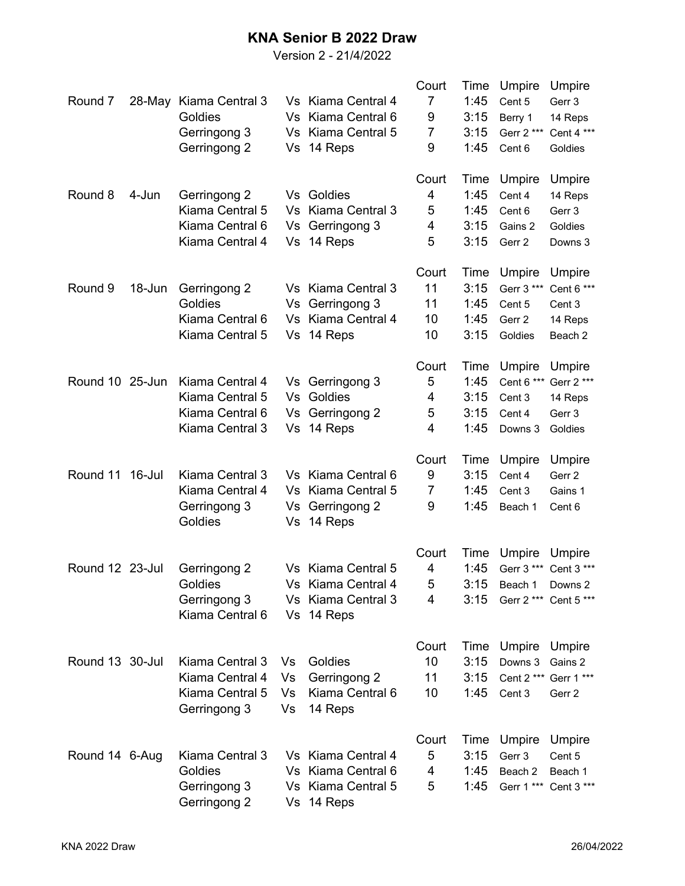# KNA Senior B 2022 Draw

Version 2 - 21/4/2022

| Round | Date | Team | | Team | Court | Time | Umpire | Umpire |
|---|---|---|---|---|---|---|---|---|
| Round 7 | 28-May | Kiama Central 3 | Vs | Kiama Central 4 | 7 | 1:45 | Cent 5 | Gerr 3 |
| | | Goldies | Vs | Kiama Central 6 | 9 | 3:15 | Berry 1 | 14 Reps |
| | | Gerringong 3 | Vs | Kiama Central 5 | 7 | 3:15 | Gerr 2 *** | Cent 4 *** |
| | | Gerringong 2 | Vs | 14 Reps | 9 | 1:45 | Cent 6 | Goldies |
| Round 8 | 4-Jun | Gerringong 2 | Vs | Goldies | 4 | 1:45 | Cent 4 | 14 Reps |
| | | Kiama Central 5 | Vs | Kiama Central 3 | 5 | 1:45 | Cent 6 | Gerr 3 |
| | | Kiama Central 6 | Vs | Gerringong 3 | 4 | 3:15 | Gains 2 | Goldies |
| | | Kiama Central 4 | Vs | 14 Reps | 5 | 3:15 | Gerr 2 | Downs 3 |
| Round 9 | 18-Jun | Gerringong 2 | Vs | Kiama Central 3 | 11 | 3:15 | Gerr 3 *** | Cent 6 *** |
| | | Goldies | Vs | Gerringong 3 | 11 | 1:45 | Cent 5 | Cent 3 |
| | | Kiama Central 6 | Vs | Kiama Central 4 | 10 | 1:45 | Gerr 2 | 14 Reps |
| | | Kiama Central 5 | Vs | 14 Reps | 10 | 3:15 | Goldies | Beach 2 |
| Round 10 | 25-Jun | Kiama Central 4 | Vs | Gerringong 3 | 5 | 1:45 | Cent 6 *** | Gerr 2 *** |
| | | Kiama Central 5 | Vs | Goldies | 4 | 3:15 | Cent 3 | 14 Reps |
| | | Kiama Central 6 | Vs | Gerringong 2 | 5 | 3:15 | Cent 4 | Gerr 3 |
| | | Kiama Central 3 | Vs | 14 Reps | 4 | 1:45 | Downs 3 | Goldies |
| Round 11 | 16-Jul | Kiama Central 3 | Vs | Kiama Central 6 | 9 | 3:15 | Cent 4 | Gerr 2 |
| | | Kiama Central 4 | Vs | Kiama Central 5 | 7 | 1:45 | Cent 3 | Gains 1 |
| | | Gerringong 3 | Vs | Gerringong 2 | 9 | 1:45 | Beach 1 | Cent 6 |
| | | Goldies | Vs | 14 Reps | | | | |
| Round 12 | 23-Jul | Gerringong 2 | Vs | Kiama Central 5 | 4 | 1:45 | Gerr 3 *** | Cent 3 *** |
| | | Goldies | Vs | Kiama Central 4 | 5 | 3:15 | Beach 1 | Downs 2 |
| | | Gerringong 3 | Vs | Kiama Central 3 | 4 | 3:15 | Gerr 2 *** | Cent 5 *** |
| | | Kiama Central 6 | Vs | 14 Reps | | | | |
| Round 13 | 30-Jul | Kiama Central 3 | Vs | Goldies | 10 | 3:15 | Downs 3 | Gains 2 |
| | | Kiama Central 4 | Vs | Gerringong 2 | 11 | 3:15 | Cent 2 *** | Gerr 1 *** |
| | | Kiama Central 5 | Vs | Kiama Central 6 | 10 | 1:45 | Cent 3 | Gerr 2 |
| | | Gerringong 3 | Vs | 14 Reps | | | | |
| Round 14 | 6-Aug | Kiama Central 3 | Vs | Kiama Central 4 | 5 | 3:15 | Gerr 3 | Cent 5 |
| | | Goldies | Vs | Kiama Central 6 | 4 | 1:45 | Beach 2 | Beach 1 |
| | | Gerringong 3 | Vs | Kiama Central 5 | 5 | 1:45 | Gerr 1 *** | Cent 3 *** |
| | | Gerringong 2 | Vs | 14 Reps | | | | |